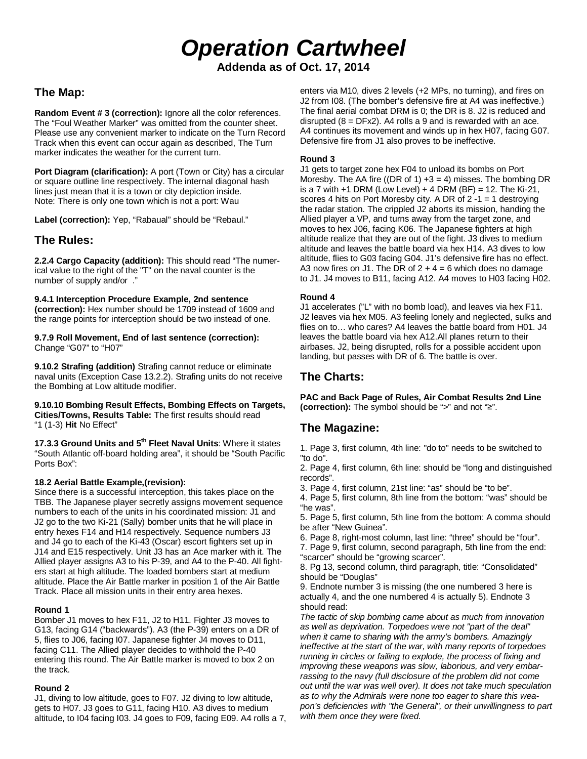# *Operation Cartwheel*

**Addenda as of Oct. 17, 2014**

## The Map:

**Random Event # 3 (correction):** Ignore all the color references. The "Foul Weather Marker" was omitted from the counter sheet. Please use any convenient marker to indicate on the Turn Record Track when this event can occur again as described, The Turn marker indicates the weather for the current turn.

**Port Diagram (clarification):** A port (Town or City) has a circular or square outline line respectively. The internal diagonal hash lines just mean that it is a town or city depiction inside. Note: There is only one town which is not a port: Wau

**Label (correction):** Yep, "Rabaual" should be "Rebaul."

## The Rules:

**2.2.4 Cargo Capacity (addition):** This should read "The numerical value to the right of the "T" on the naval counter is the number of supply and/or ."

**9.4.1 Interception Procedure Example, 2nd sentence (correction):** Hex number should be 1709 instead of 1609 and the range points for interception should be two instead of one.

**9.7.9 Roll Movement, End of last sentence (correction):** Change "G07" to "H07"

**9.10.2 Strafing (addition)** Strafing cannot reduce or eliminate naval units (Exception Case 13.2.2). Strafing units do not receive the Bombing at Low altitude modifier.

**9.10.10 Bombing Result Effects, Bombing Effects on Targets, Cities/Towns, Results Table:** The first results should read "1 (1-3) **Hit** No Effect"

**17.3.3 Ground Units and 5th Fleet Naval Units**: Where it states "South Atlantic off-board holding area", it should be "South Pacific Ports Box":

**18.2 Aerial Battle Example,(revision):**

Since there is a successful interception, this takes place on the TBB. The Japanese player secretly assigns movement sequence numbers to each of the units in his coordinated mission: J1 and J2 go to the two Ki-21 (Sally) bomber units that he will place in entry hexes F14 and H14 respectively. Sequence numbers J3 and J4 go to each of the Ki-43 (Oscar) escort fighters set up in J14 and E15 respectively. Unit J3 has an Ace marker with it. The Allied player assigns A3 to his P-39, and A4 to the P-40. All fighters start at high altitude. The loaded bombers start at medium altitude. Place the Air Battle marker in position 1 of the Air Battle Track. Place all mission units in their entry area hexes.

**Round 1**

Bomber J1 moves to hex F11, J2 to H11. Fighter J3 moves to G13, facing G14 ("backwards"). A3 (the P-39) enters on a DR of 5, flies to J06, facing I07. Japanese fighter J4 moves to D11, facing C11. The Allied player decides to withhold the P-40 entering this round. The Air Battle marker is moved to box 2 on the track.

**Round 2**

J1, diving to low altitude, goes to F07. J2 diving to low altitude, gets to H07. J3 goes to G11, facing H10. A3 dives to medium altitude, to I04 facing I03. J4 goes to F09, facing E09. A4 rolls a 7, enters via M10, dives 2 levels (+2 MPs, no turning), and fires on J2 from I08. (The bomber's defensive fire at A4 was ineffective.) The final aerial combat DRM is 0; the DR is 8. J2 is reduced and disrupted (8 = DFx2). A4 rolls a 9 and is rewarded with an ace. A4 continues its movement and winds up in hex H07, facing G07. Defensive fire from J1 also proves to be ineffective.

**Round 3**

J1 gets to target zone hex F04 to unload its bombs on Port Moresby. The AA fire ((DR of 1) +3 = 4) misses. The bombing DR is a 7 with +1 DRM (Low Level) + 4 DRM (BF) = 12. The Ki-21, scores 4 hits on Port Moresby city. A DR of 2 -1 = 1 destroying the radar station. The crippled J2 aborts its mission, handing the Allied player a VP, and turns away from the target zone, and moves to hex J06, facing K06. The Japanese fighters at high altitude realize that they are out of the fight. J3 dives to medium altitude and leaves the battle board via hex H14. A3 dives to low altitude, flies to G03 facing G04. J1's defensive fire has no effect. A3 now fires on J1. The DR of 2 + 4 = 6 which does no damage to J1. J4 moves to B11, facing A12. A4 moves to H03 facing H02.

**Round 4**

J1 accelerates ("L" with no bomb load), and leaves via hex F11. J2 leaves via hex M05. A3 feeling lonely and neglected, sulks and flies on to… who cares? A4 leaves the battle board from H01. J4 leaves the battle board via hex A12.All planes return to their airbases. J2, being disrupted, rolls for a possible accident upon landing, but passes with DR of 6. The battle is over.

## The Charts:

**PAC and Back Page of Rules, Air Combat Results 2nd Line (correction):** The symbol should be ">" and not "≥".

## The Magazine:

1. Page 3, first column, 4th line: "do to" needs to be switched to "to do".
2. Page 4, first column, 6th line: should be "long and distinguished records".
3. Page 4, first column, 21st line: "as" should be "to be".
4. Page 5, first column, 8th line from the bottom: "was" should be "he was".
5. Page 5, first column, 5th line from the bottom: A comma should be after "New Guinea".
6. Page 8, right-most column, last line: "three" should be "four".
7. Page 9, first column, second paragraph, 5th line from the end: "scarcer" should be "growing scarcer".
8. Pg 13, second column, third paragraph, title: "Consolidated" should be "Douglas"
9. Endnote number 3 is missing (the one numbered 3 here is actually 4, and the one numbered 4 is actually 5). Endnote 3 should read:

*The tactic of skip bombing came about as much from innovation as well as deprivation. Torpedoes were not "part of the deal" when it came to sharing with the army's bombers. Amazingly ineffective at the start of the war, with many reports of torpedoes running in circles or failing to explode, the process of fixing and improving these weapons was slow, laborious, and very embarrassing to the navy (full disclosure of the problem did not come out until the war was well over). It does not take much speculation as to why the Admirals were none too eager to share this weapon's deficiencies with "the General", or their unwillingness to part with them once they were fixed.*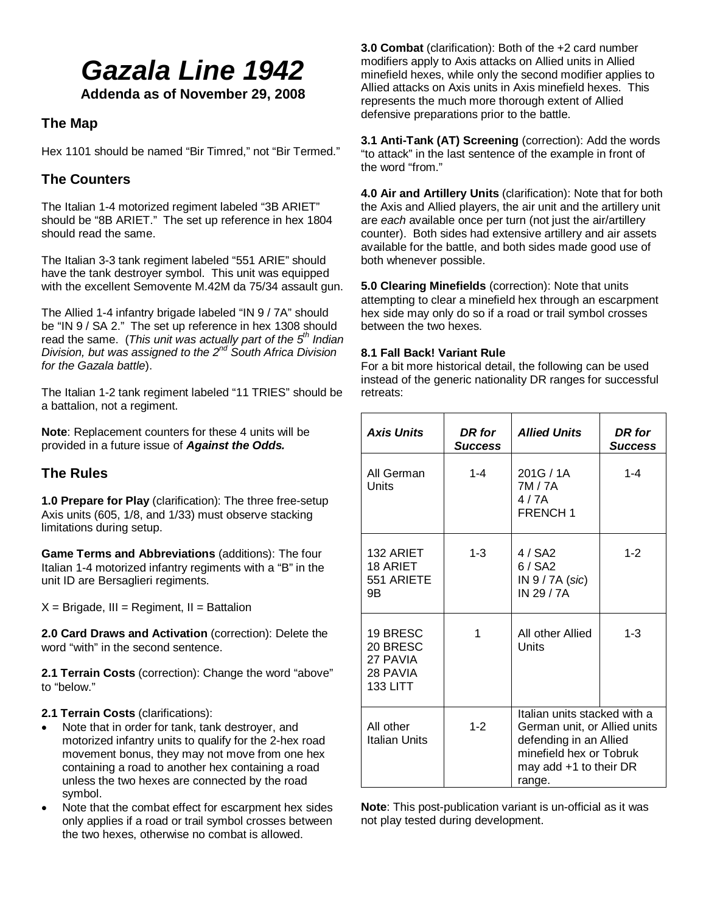// Gazala Line 1942

# *Gazala Line 1942*

**Addenda as of November 29, 2008**

## The Map

Hex 1101 should be named "Bir Timred," not "Bir Termed."

## The Counters

The Italian 1-4 motorized regiment labeled "3B ARIET" should be "8B ARIET." The set up reference in hex 1804 should read the same.

The Italian 3-3 tank regiment labeled "551 ARIE" should have the tank destroyer symbol. This unit was equipped with the excellent Semovente M.42M da 75/34 assault gun.

The Allied 1-4 infantry brigade labeled "IN 9 / 7A" should be "IN 9 / SA 2." The set up reference in hex 1308 should read the same. (*This unit was actually part of the 5th Indian Division, but was assigned to the 2nd South Africa Division for the Gazala battle*).

The Italian 1-2 tank regiment labeled "11 TRIES" should be a battalion, not a regiment.

**Note**: Replacement counters for these 4 units will be provided in a future issue of ***Against the Odds.***

## The Rules

**1.0 Prepare for Play** (clarification): The three free-setup Axis units (605, 1/8, and 1/33) must observe stacking limitations during setup.

**Game Terms and Abbreviations** (additions): The four Italian 1-4 motorized infantry regiments with a "B" in the unit ID are Bersaglieri regiments.

X = Brigade, III = Regiment, II = Battalion

**2.0 Card Draws and Activation** (correction): Delete the word "with" in the second sentence.

**2.1 Terrain Costs** (correction): Change the word "above" to "below."

**2.1 Terrain Costs** (clarifications):

- Note that in order for tank, tank destroyer, and motorized infantry units to qualify for the 2-hex road movement bonus, they may not move from one hex containing a road to another hex containing a road unless the two hexes are connected by the road symbol.
- Note that the combat effect for escarpment hex sides only applies if a road or trail symbol crosses between the two hexes, otherwise no combat is allowed.

**3.0 Combat** (clarification): Both of the +2 card number modifiers apply to Axis attacks on Allied units in Allied minefield hexes, while only the second modifier applies to Allied attacks on Axis units in Axis minefield hexes. This represents the much more thorough extent of Allied defensive preparations prior to the battle.

**3.1 Anti-Tank (AT) Screening** (correction): Add the words "to attack" in the last sentence of the example in front of the word "from."

**4.0 Air and Artillery Units** (clarification): Note that for both the Axis and Allied players, the air unit and the artillery unit are *each* available once per turn (not just the air/artillery counter). Both sides had extensive artillery and air assets available for the battle, and both sides made good use of both whenever possible.

**5.0 Clearing Minefields** (correction): Note that units attempting to clear a minefield hex through an escarpment hex side may only do so if a road or trail symbol crosses between the two hexes.

**8.1 Fall Back! Variant Rule**

For a bit more historical detail, the following can be used instead of the generic nationality DR ranges for successful retreats:

| *Axis Units* | *DR for Success* | *Allied Units* | *DR for Success* |
|---|---|---|---|
| All German Units | 1-4 | 201G / 1A<br>7M / 7A<br>4 / 7A<br>FRENCH 1 | 1-4 |
| 132 ARIET<br>18 ARIET<br>551 ARIETE<br>9B | 1-3 | 4 / SA2<br>6 / SA2<br>IN 9 / 7A (*sic*)<br>IN 29 / 7A | 1-2 |
| 19 BRESC<br>20 BRESC<br>27 PAVIA<br>28 PAVIA<br>133 LITT | 1 | All other Allied Units | 1-3 |
| All other Italian Units | 1-2 | Italian units stacked with a German unit, or Allied units defending in an Allied minefield hex or Tobruk may add +1 to their DR range. | |

**Note**: This post-publication variant is un-official as it was not play tested during development.